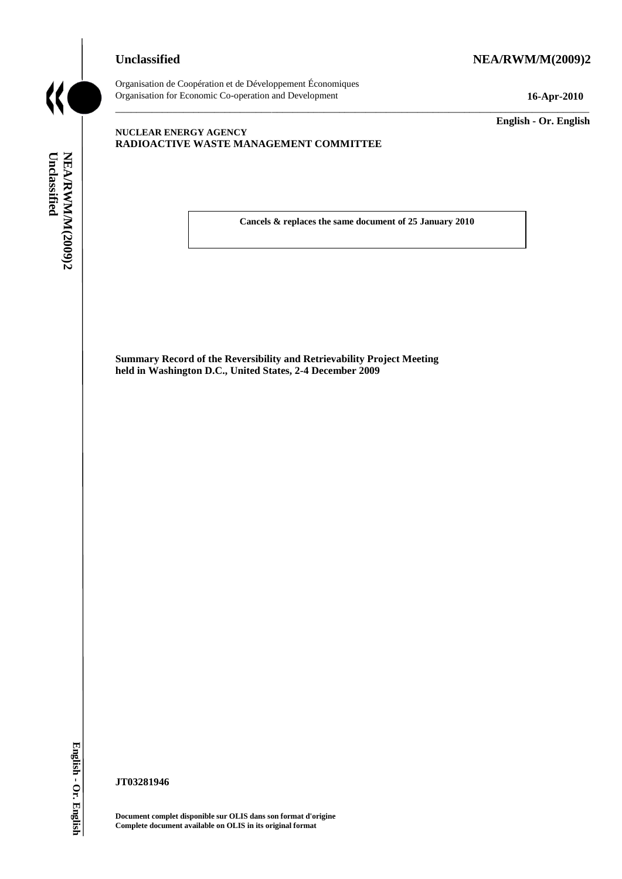**Unclassified** **NEA/RWM/M(2009)2**

Organisation de Coopération et de Développement Économiques
Organisation for Economic Co-operation and Development **16-Apr-2010**

**English - Or. English**

**NUCLEAR ENERGY AGENCY**
**RADIOACTIVE WASTE MANAGEMENT COMMITTEE**

**Cancels & replaces the same document of 25 January 2010**

**Summary Record of the Reversibility and Retrievability Project Meeting held in Washington D.C., United States, 2-4 December 2009**

**JT03281946**

**Document complet disponible sur OLIS dans son format d'origine**
**Complete document available on OLIS in its original format**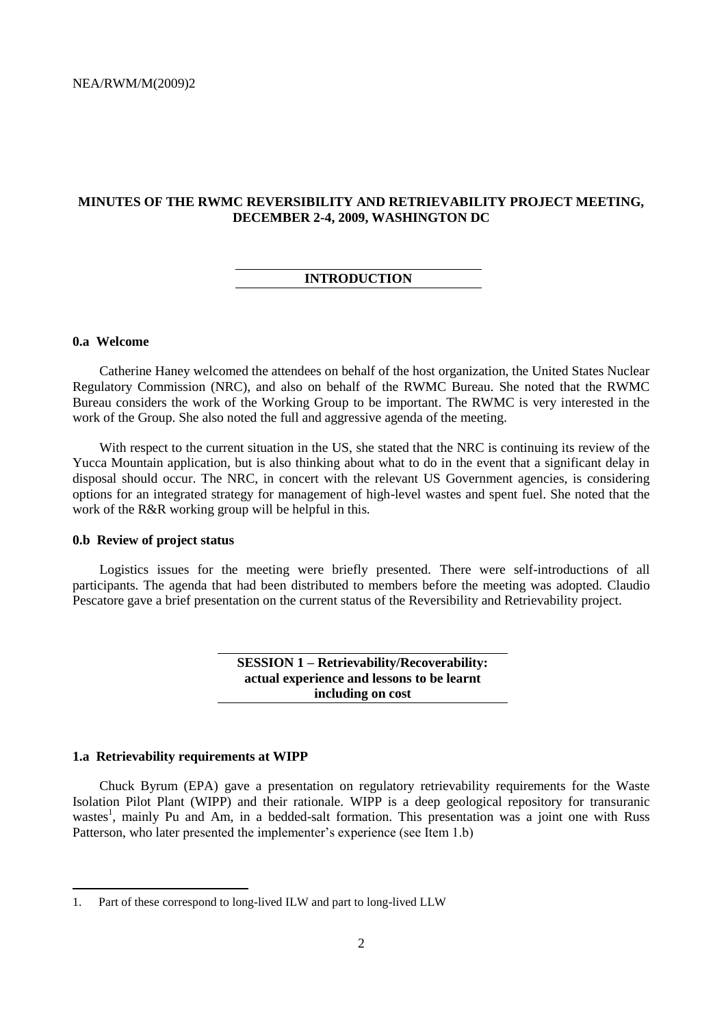# MINUTES OF THE RWMC REVERSIBILITY AND RETRIEVABILITY PROJECT MEETING, DECEMBER 2-4, 2009, WASHINGTON DC

## INTRODUCTION

### 0.a Welcome

Catherine Haney welcomed the attendees on behalf of the host organization, the United States Nuclear Regulatory Commission (NRC), and also on behalf of the RWMC Bureau. She noted that the RWMC Bureau considers the work of the Working Group to be important. The RWMC is very interested in the work of the Group. She also noted the full and aggressive agenda of the meeting.

With respect to the current situation in the US, she stated that the NRC is continuing its review of the Yucca Mountain application, but is also thinking about what to do in the event that a significant delay in disposal should occur. The NRC, in concert with the relevant US Government agencies, is considering options for an integrated strategy for management of high-level wastes and spent fuel. She noted that the work of the R&R working group will be helpful in this.

### 0.b Review of project status

Logistics issues for the meeting were briefly presented. There were self-introductions of all participants. The agenda that had been distributed to members before the meeting was adopted. Claudio Pescatore gave a brief presentation on the current status of the Reversibility and Retrievability project.

## SESSION 1 – Retrievability/Recoverability: actual experience and lessons to be learnt including on cost

### 1.a Retrievability requirements at WIPP

Chuck Byrum (EPA) gave a presentation on regulatory retrievability requirements for the Waste Isolation Pilot Plant (WIPP) and their rationale. WIPP is a deep geological repository for transuranic wastes[1], mainly Pu and Am, in a bedded-salt formation. This presentation was a joint one with Russ Patterson, who later presented the implementer's experience (see Item 1.b)

1. Part of these correspond to long-lived ILW and part to long-lived LLW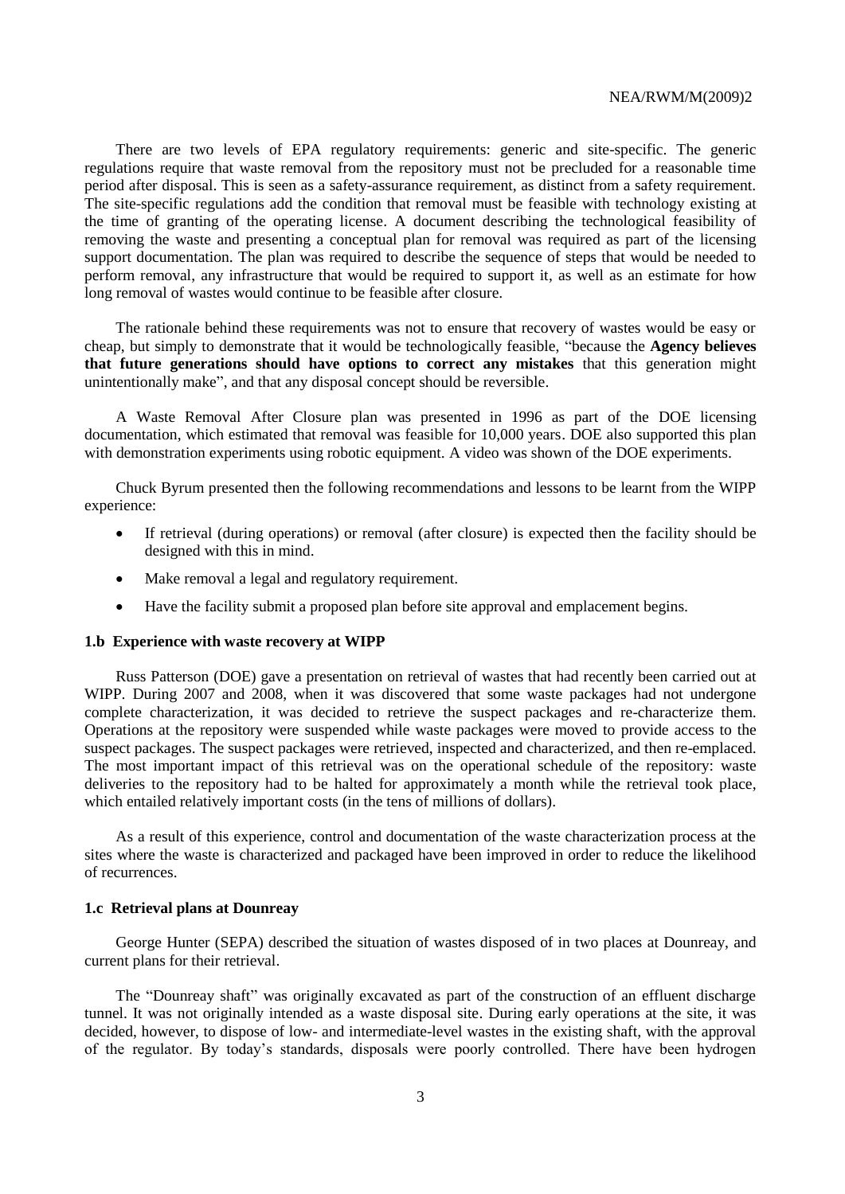There are two levels of EPA regulatory requirements: generic and site-specific. The generic regulations require that waste removal from the repository must not be precluded for a reasonable time period after disposal. This is seen as a safety-assurance requirement, as distinct from a safety requirement. The site-specific regulations add the condition that removal must be feasible with technology existing at the time of granting of the operating license. A document describing the technological feasibility of removing the waste and presenting a conceptual plan for removal was required as part of the licensing support documentation. The plan was required to describe the sequence of steps that would be needed to perform removal, any infrastructure that would be required to support it, as well as an estimate for how long removal of wastes would continue to be feasible after closure.

The rationale behind these requirements was not to ensure that recovery of wastes would be easy or cheap, but simply to demonstrate that it would be technologically feasible, "because the **Agency believes that future generations should have options to correct any mistakes** that this generation might unintentionally make", and that any disposal concept should be reversible.

A Waste Removal After Closure plan was presented in 1996 as part of the DOE licensing documentation, which estimated that removal was feasible for 10,000 years. DOE also supported this plan with demonstration experiments using robotic equipment. A video was shown of the DOE experiments.

Chuck Byrum presented then the following recommendations and lessons to be learnt from the WIPP experience:

- If retrieval (during operations) or removal (after closure) is expected then the facility should be designed with this in mind.
- Make removal a legal and regulatory requirement.
- Have the facility submit a proposed plan before site approval and emplacement begins.

### 1.b Experience with waste recovery at WIPP

Russ Patterson (DOE) gave a presentation on retrieval of wastes that had recently been carried out at WIPP. During 2007 and 2008, when it was discovered that some waste packages had not undergone complete characterization, it was decided to retrieve the suspect packages and re-characterize them. Operations at the repository were suspended while waste packages were moved to provide access to the suspect packages. The suspect packages were retrieved, inspected and characterized, and then re-emplaced. The most important impact of this retrieval was on the operational schedule of the repository: waste deliveries to the repository had to be halted for approximately a month while the retrieval took place, which entailed relatively important costs (in the tens of millions of dollars).

As a result of this experience, control and documentation of the waste characterization process at the sites where the waste is characterized and packaged have been improved in order to reduce the likelihood of recurrences.

### 1.c Retrieval plans at Dounreay

George Hunter (SEPA) described the situation of wastes disposed of in two places at Dounreay, and current plans for their retrieval.

The "Dounreay shaft" was originally excavated as part of the construction of an effluent discharge tunnel. It was not originally intended as a waste disposal site. During early operations at the site, it was decided, however, to dispose of low- and intermediate-level wastes in the existing shaft, with the approval of the regulator. By today's standards, disposals were poorly controlled. There have been hydrogen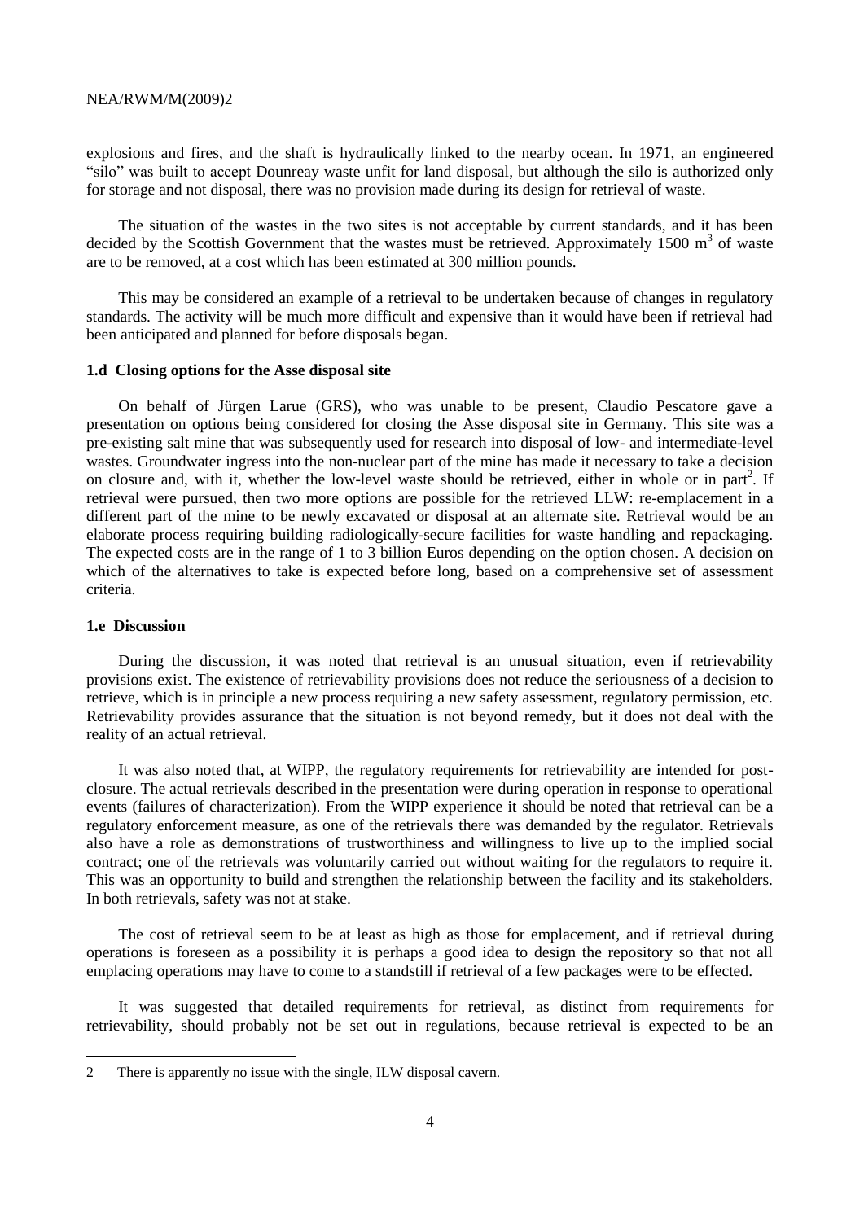explosions and fires, and the shaft is hydraulically linked to the nearby ocean. In 1971, an engineered "silo" was built to accept Dounreay waste unfit for land disposal, but although the silo is authorized only for storage and not disposal, there was no provision made during its design for retrieval of waste.

The situation of the wastes in the two sites is not acceptable by current standards, and it has been decided by the Scottish Government that the wastes must be retrieved. Approximately 1500 $m^3$ of waste are to be removed, at a cost which has been estimated at 300 million pounds.

This may be considered an example of a retrieval to be undertaken because of changes in regulatory standards. The activity will be much more difficult and expensive than it would have been if retrieval had been anticipated and planned for before disposals began.

### 1.d Closing options for the Asse disposal site

On behalf of Jürgen Larue (GRS), who was unable to be present, Claudio Pescatore gave a presentation on options being considered for closing the Asse disposal site in Germany. This site was a pre-existing salt mine that was subsequently used for research into disposal of low- and intermediate-level wastes. Groundwater ingress into the non-nuclear part of the mine has made it necessary to take a decision on closure and, with it, whether the low-level waste should be retrieved, either in whole or in part[2]. If retrieval were pursued, then two more options are possible for the retrieved LLW: re-emplacement in a different part of the mine to be newly excavated or disposal at an alternate site. Retrieval would be an elaborate process requiring building radiologically-secure facilities for waste handling and repackaging. The expected costs are in the range of 1 to 3 billion Euros depending on the option chosen. A decision on which of the alternatives to take is expected before long, based on a comprehensive set of assessment criteria.

### 1.e Discussion

During the discussion, it was noted that retrieval is an unusual situation, even if retrievability provisions exist. The existence of retrievability provisions does not reduce the seriousness of a decision to retrieve, which is in principle a new process requiring a new safety assessment, regulatory permission, etc. Retrievability provides assurance that the situation is not beyond remedy, but it does not deal with the reality of an actual retrieval.

It was also noted that, at WIPP, the regulatory requirements for retrievability are intended for post-closure. The actual retrievals described in the presentation were during operation in response to operational events (failures of characterization). From the WIPP experience it should be noted that retrieval can be a regulatory enforcement measure, as one of the retrievals there was demanded by the regulator. Retrievals also have a role as demonstrations of trustworthiness and willingness to live up to the implied social contract; one of the retrievals was voluntarily carried out without waiting for the regulators to require it. This was an opportunity to build and strengthen the relationship between the facility and its stakeholders. In both retrievals, safety was not at stake.

The cost of retrieval seem to be at least as high as those for emplacement, and if retrieval during operations is foreseen as a possibility it is perhaps a good idea to design the repository so that not all emplacing operations may have to come to a standstill if retrieval of a few packages were to be effected.

It was suggested that detailed requirements for retrieval, as distinct from requirements for retrievability, should probably not be set out in regulations, because retrieval is expected to be an

---

2 There is apparently no issue with the single, ILW disposal cavern.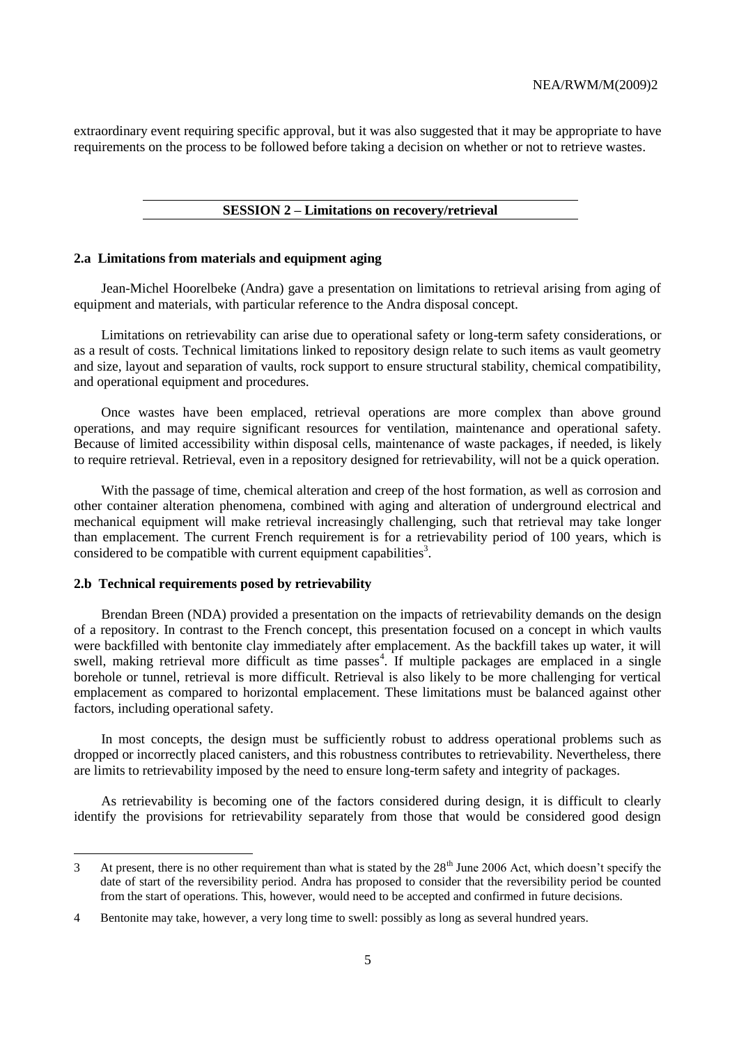extraordinary event requiring specific approval, but it was also suggested that it may be appropriate to have requirements on the process to be followed before taking a decision on whether or not to retrieve wastes.

## SESSION 2 – Limitations on recovery/retrieval

### 2.a Limitations from materials and equipment aging

Jean-Michel Hoorelbeke (Andra) gave a presentation on limitations to retrieval arising from aging of equipment and materials, with particular reference to the Andra disposal concept.

Limitations on retrievability can arise due to operational safety or long-term safety considerations, or as a result of costs. Technical limitations linked to repository design relate to such items as vault geometry and size, layout and separation of vaults, rock support to ensure structural stability, chemical compatibility, and operational equipment and procedures.

Once wastes have been emplaced, retrieval operations are more complex than above ground operations, and may require significant resources for ventilation, maintenance and operational safety. Because of limited accessibility within disposal cells, maintenance of waste packages, if needed, is likely to require retrieval. Retrieval, even in a repository designed for retrievability, will not be a quick operation.

With the passage of time, chemical alteration and creep of the host formation, as well as corrosion and other container alteration phenomena, combined with aging and alteration of underground electrical and mechanical equipment will make retrieval increasingly challenging, such that retrieval may take longer than emplacement. The current French requirement is for a retrievability period of 100 years, which is considered to be compatible with current equipment capabilities[3].

### 2.b Technical requirements posed by retrievability

Brendan Breen (NDA) provided a presentation on the impacts of retrievability demands on the design of a repository. In contrast to the French concept, this presentation focused on a concept in which vaults were backfilled with bentonite clay immediately after emplacement. As the backfill takes up water, it will swell, making retrieval more difficult as time passes[4]. If multiple packages are emplaced in a single borehole or tunnel, retrieval is more difficult. Retrieval is also likely to be more challenging for vertical emplacement as compared to horizontal emplacement. These limitations must be balanced against other factors, including operational safety.

In most concepts, the design must be sufficiently robust to address operational problems such as dropped or incorrectly placed canisters, and this robustness contributes to retrievability. Nevertheless, there are limits to retrievability imposed by the need to ensure long-term safety and integrity of packages.

As retrievability is becoming one of the factors considered during design, it is difficult to clearly identify the provisions for retrievability separately from those that would be considered good design

---

3 At present, there is no other requirement than what is stated by the 28th June 2006 Act, which doesn't specify the date of start of the reversibility period. Andra has proposed to consider that the reversibility period be counted from the start of operations. This, however, would need to be accepted and confirmed in future decisions.

4 Bentonite may take, however, a very long time to swell: possibly as long as several hundred years.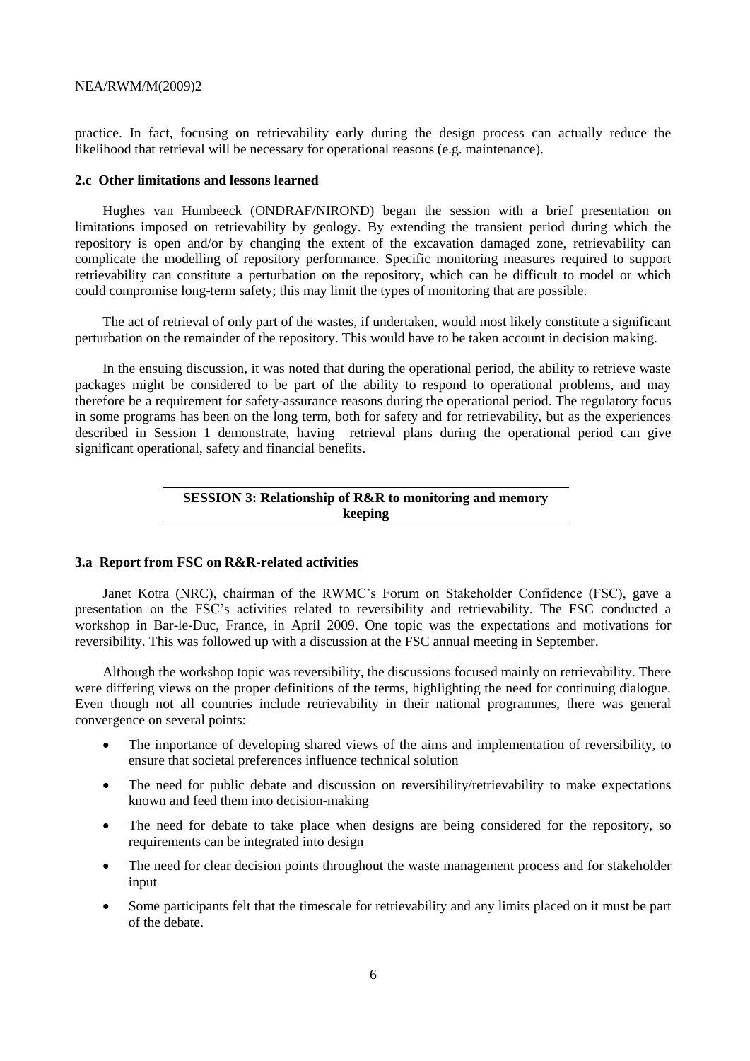practice. In fact, focusing on retrievability early during the design process can actually reduce the likelihood that retrieval will be necessary for operational reasons (e.g. maintenance).

### 2.c Other limitations and lessons learned

Hughes van Humbeeck (ONDRAF/NIROND) began the session with a brief presentation on limitations imposed on retrievability by geology. By extending the transient period during which the repository is open and/or by changing the extent of the excavation damaged zone, retrievability can complicate the modelling of repository performance. Specific monitoring measures required to support retrievability can constitute a perturbation on the repository, which can be difficult to model or which could compromise long-term safety; this may limit the types of monitoring that are possible.

The act of retrieval of only part of the wastes, if undertaken, would most likely constitute a significant perturbation on the remainder of the repository. This would have to be taken account in decision making.

In the ensuing discussion, it was noted that during the operational period, the ability to retrieve waste packages might be considered to be part of the ability to respond to operational problems, and may therefore be a requirement for safety-assurance reasons during the operational period. The regulatory focus in some programs has been on the long term, both for safety and for retrievability, but as the experiences described in Session 1 demonstrate, having retrieval plans during the operational period can give significant operational, safety and financial benefits.

## SESSION 3: Relationship of R&R to monitoring and memory keeping

### 3.a Report from FSC on R&R-related activities

Janet Kotra (NRC), chairman of the RWMC's Forum on Stakeholder Confidence (FSC), gave a presentation on the FSC's activities related to reversibility and retrievability. The FSC conducted a workshop in Bar-le-Duc, France, in April 2009. One topic was the expectations and motivations for reversibility. This was followed up with a discussion at the FSC annual meeting in September.

Although the workshop topic was reversibility, the discussions focused mainly on retrievability. There were differing views on the proper definitions of the terms, highlighting the need for continuing dialogue. Even though not all countries include retrievability in their national programmes, there was general convergence on several points:

- The importance of developing shared views of the aims and implementation of reversibility, to ensure that societal preferences influence technical solution
- The need for public debate and discussion on reversibility/retrievability to make expectations known and feed them into decision-making
- The need for debate to take place when designs are being considered for the repository, so requirements can be integrated into design
- The need for clear decision points throughout the waste management process and for stakeholder input
- Some participants felt that the timescale for retrievability and any limits placed on it must be part of the debate.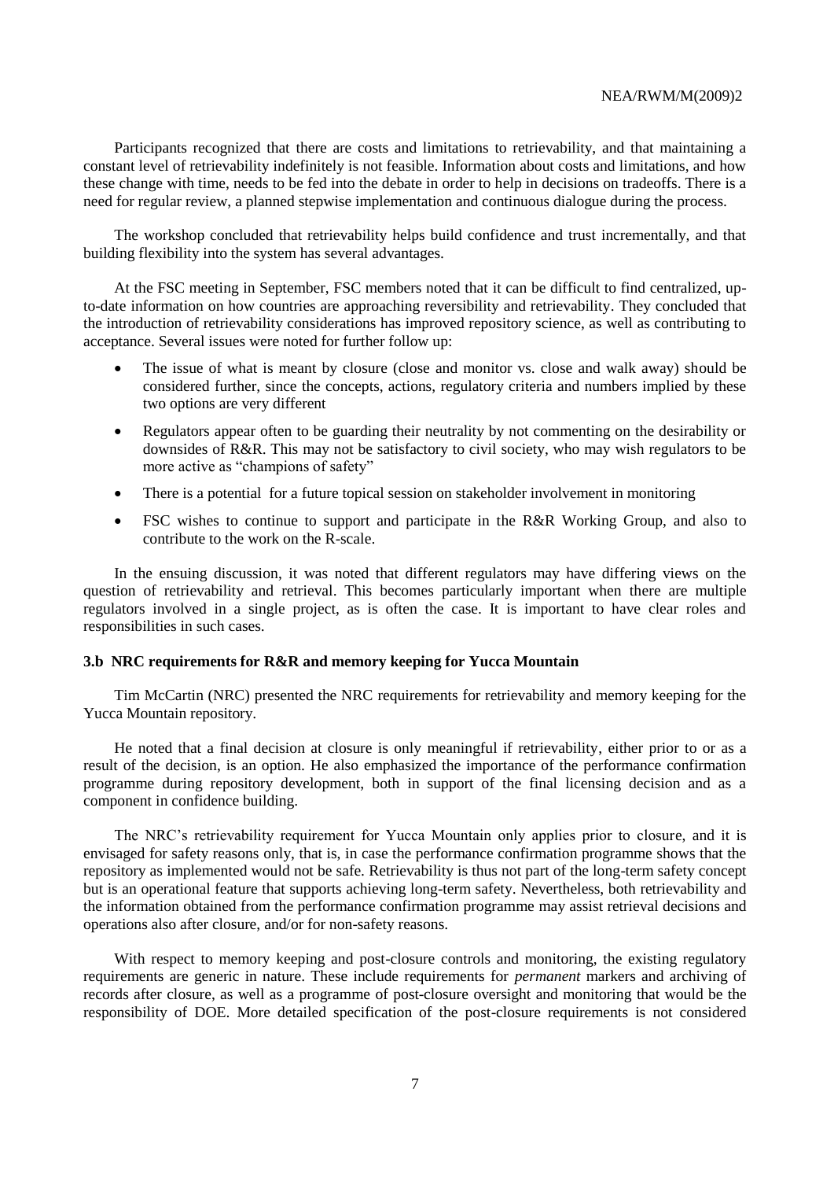Participants recognized that there are costs and limitations to retrievability, and that maintaining a constant level of retrievability indefinitely is not feasible. Information about costs and limitations, and how these change with time, needs to be fed into the debate in order to help in decisions on tradeoffs. There is a need for regular review, a planned stepwise implementation and continuous dialogue during the process.

The workshop concluded that retrievability helps build confidence and trust incrementally, and that building flexibility into the system has several advantages.

At the FSC meeting in September, FSC members noted that it can be difficult to find centralized, up-to-date information on how countries are approaching reversibility and retrievability. They concluded that the introduction of retrievability considerations has improved repository science, as well as contributing to acceptance. Several issues were noted for further follow up:

- The issue of what is meant by closure (close and monitor vs. close and walk away) should be considered further, since the concepts, actions, regulatory criteria and numbers implied by these two options are very different
- Regulators appear often to be guarding their neutrality by not commenting on the desirability or downsides of R&R. This may not be satisfactory to civil society, who may wish regulators to be more active as "champions of safety"
- There is a potential for a future topical session on stakeholder involvement in monitoring
- FSC wishes to continue to support and participate in the R&R Working Group, and also to contribute to the work on the R-scale.

In the ensuing discussion, it was noted that different regulators may have differing views on the question of retrievability and retrieval. This becomes particularly important when there are multiple regulators involved in a single project, as is often the case. It is important to have clear roles and responsibilities in such cases.

### 3.b NRC requirements for R&R and memory keeping for Yucca Mountain

Tim McCartin (NRC) presented the NRC requirements for retrievability and memory keeping for the Yucca Mountain repository.

He noted that a final decision at closure is only meaningful if retrievability, either prior to or as a result of the decision, is an option. He also emphasized the importance of the performance confirmation programme during repository development, both in support of the final licensing decision and as a component in confidence building.

The NRC's retrievability requirement for Yucca Mountain only applies prior to closure, and it is envisaged for safety reasons only, that is, in case the performance confirmation programme shows that the repository as implemented would not be safe. Retrievability is thus not part of the long-term safety concept but is an operational feature that supports achieving long-term safety. Nevertheless, both retrievability and the information obtained from the performance confirmation programme may assist retrieval decisions and operations also after closure, and/or for non-safety reasons.

With respect to memory keeping and post-closure controls and monitoring, the existing regulatory requirements are generic in nature. These include requirements for *permanent* markers and archiving of records after closure, as well as a programme of post-closure oversight and monitoring that would be the responsibility of DOE. More detailed specification of the post-closure requirements is not considered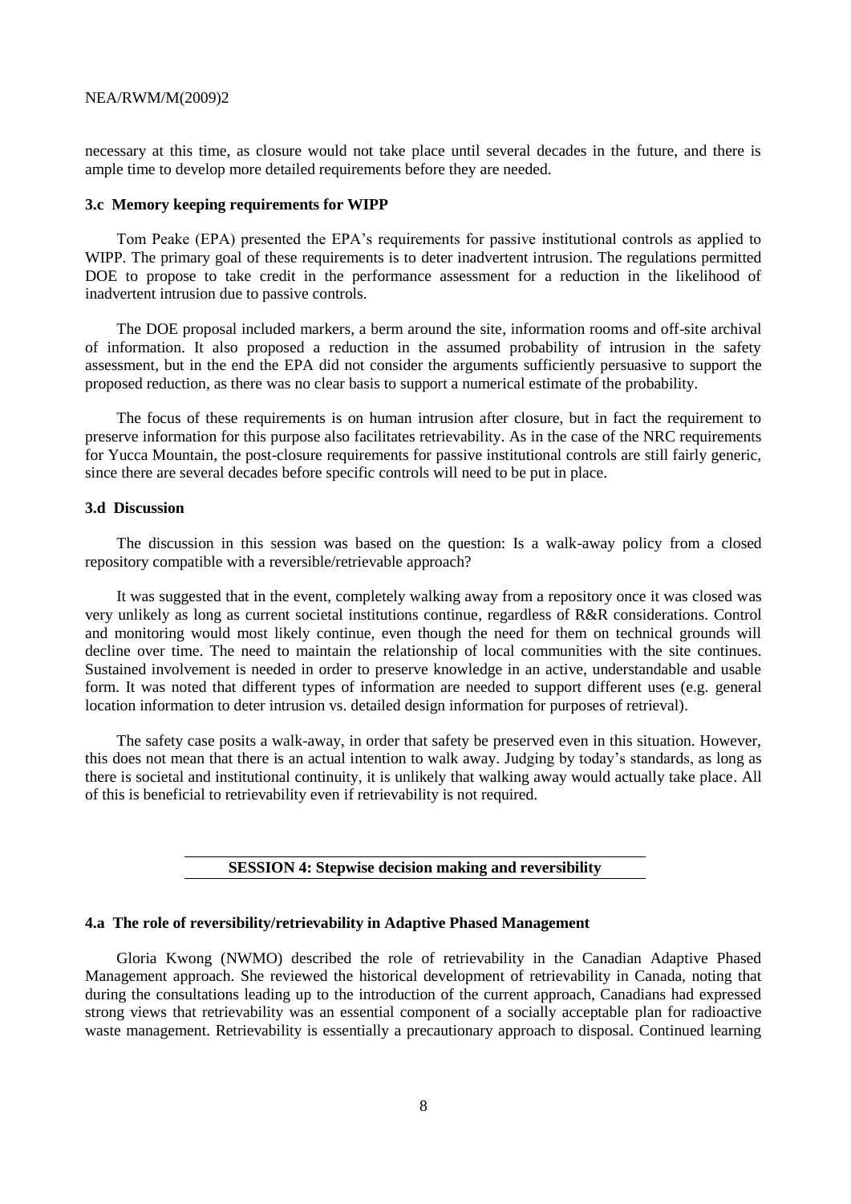necessary at this time, as closure would not take place until several decades in the future, and there is ample time to develop more detailed requirements before they are needed.

### 3.c Memory keeping requirements for WIPP

Tom Peake (EPA) presented the EPA's requirements for passive institutional controls as applied to WIPP. The primary goal of these requirements is to deter inadvertent intrusion. The regulations permitted DOE to propose to take credit in the performance assessment for a reduction in the likelihood of inadvertent intrusion due to passive controls.

The DOE proposal included markers, a berm around the site, information rooms and off-site archival of information. It also proposed a reduction in the assumed probability of intrusion in the safety assessment, but in the end the EPA did not consider the arguments sufficiently persuasive to support the proposed reduction, as there was no clear basis to support a numerical estimate of the probability.

The focus of these requirements is on human intrusion after closure, but in fact the requirement to preserve information for this purpose also facilitates retrievability. As in the case of the NRC requirements for Yucca Mountain, the post-closure requirements for passive institutional controls are still fairly generic, since there are several decades before specific controls will need to be put in place.

### 3.d Discussion

The discussion in this session was based on the question: Is a walk-away policy from a closed repository compatible with a reversible/retrievable approach?

It was suggested that in the event, completely walking away from a repository once it was closed was very unlikely as long as current societal institutions continue, regardless of R&R considerations. Control and monitoring would most likely continue, even though the need for them on technical grounds will decline over time. The need to maintain the relationship of local communities with the site continues. Sustained involvement is needed in order to preserve knowledge in an active, understandable and usable form. It was noted that different types of information are needed to support different uses (e.g. general location information to deter intrusion vs. detailed design information for purposes of retrieval).

The safety case posits a walk-away, in order that safety be preserved even in this situation. However, this does not mean that there is an actual intention to walk away. Judging by today's standards, as long as there is societal and institutional continuity, it is unlikely that walking away would actually take place. All of this is beneficial to retrievability even if retrievability is not required.

## SESSION 4: Stepwise decision making and reversibility

### 4.a The role of reversibility/retrievability in Adaptive Phased Management

Gloria Kwong (NWMO) described the role of retrievability in the Canadian Adaptive Phased Management approach. She reviewed the historical development of retrievability in Canada, noting that during the consultations leading up to the introduction of the current approach, Canadians had expressed strong views that retrievability was an essential component of a socially acceptable plan for radioactive waste management. Retrievability is essentially a precautionary approach to disposal. Continued learning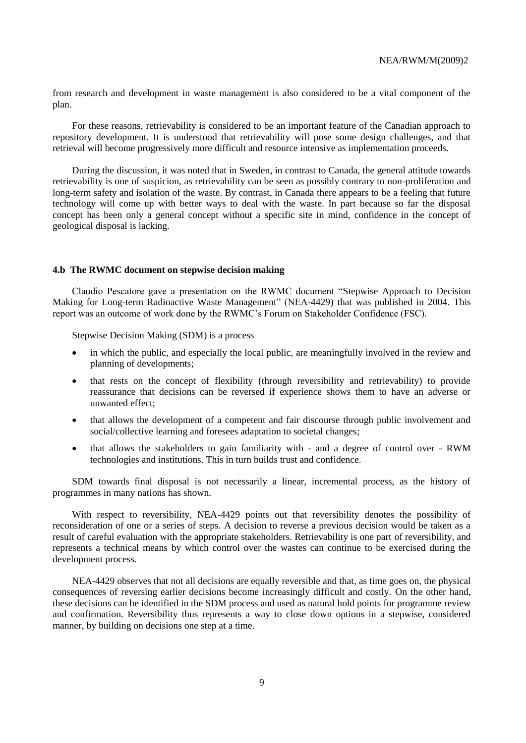from research and development in waste management is also considered to be a vital component of the plan.

For these reasons, retrievability is considered to be an important feature of the Canadian approach to repository development. It is understood that retrievability will pose some design challenges, and that retrieval will become progressively more difficult and resource intensive as implementation proceeds.

During the discussion, it was noted that in Sweden, in contrast to Canada, the general attitude towards retrievability is one of suspicion, as retrievability can be seen as possibly contrary to non-proliferation and long-term safety and isolation of the waste. By contrast, in Canada there appears to be a feeling that future technology will come up with better ways to deal with the waste. In part because so far the disposal concept has been only a general concept without a specific site in mind, confidence in the concept of geological disposal is lacking.

### 4.b The RWMC document on stepwise decision making

Claudio Pescatore gave a presentation on the RWMC document "Stepwise Approach to Decision Making for Long-term Radioactive Waste Management" (NEA-4429) that was published in 2004. This report was an outcome of work done by the RWMC's Forum on Stakeholder Confidence (FSC).

Stepwise Decision Making (SDM) is a process

- in which the public, and especially the local public, are meaningfully involved in the review and planning of developments;
- that rests on the concept of flexibility (through reversibility and retrievability) to provide reassurance that decisions can be reversed if experience shows them to have an adverse or unwanted effect;
- that allows the development of a competent and fair discourse through public involvement and social/collective learning and foresees adaptation to societal changes;
- that allows the stakeholders to gain familiarity with - and a degree of control over - RWM technologies and institutions. This in turn builds trust and confidence.

SDM towards final disposal is not necessarily a linear, incremental process, as the history of programmes in many nations has shown.

With respect to reversibility, NEA-4429 points out that reversibility denotes the possibility of reconsideration of one or a series of steps. A decision to reverse a previous decision would be taken as a result of careful evaluation with the appropriate stakeholders. Retrievability is one part of reversibility, and represents a technical means by which control over the wastes can continue to be exercised during the development process.

NEA-4429 observes that not all decisions are equally reversible and that, as time goes on, the physical consequences of reversing earlier decisions become increasingly difficult and costly. On the other hand, these decisions can be identified in the SDM process and used as natural hold points for programme review and confirmation. Reversibility thus represents a way to close down options in a stepwise, considered manner, by building on decisions one step at a time.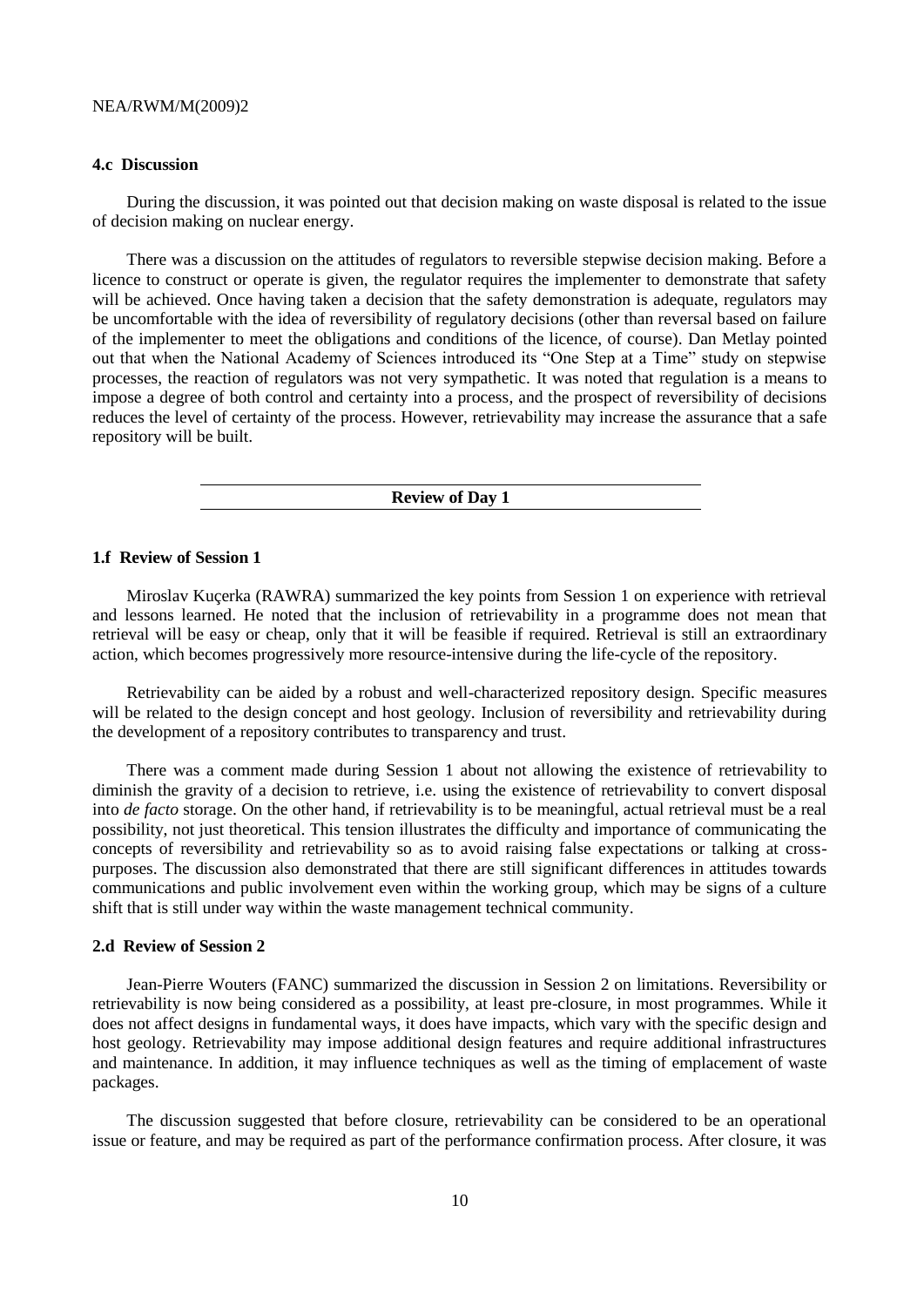### 4.c Discussion

During the discussion, it was pointed out that decision making on waste disposal is related to the issue of decision making on nuclear energy.

There was a discussion on the attitudes of regulators to reversible stepwise decision making. Before a licence to construct or operate is given, the regulator requires the implementer to demonstrate that safety will be achieved. Once having taken a decision that the safety demonstration is adequate, regulators may be uncomfortable with the idea of reversibility of regulatory decisions (other than reversal based on failure of the implementer to meet the obligations and conditions of the licence, of course). Dan Metlay pointed out that when the National Academy of Sciences introduced its "One Step at a Time" study on stepwise processes, the reaction of regulators was not very sympathetic. It was noted that regulation is a means to impose a degree of both control and certainty into a process, and the prospect of reversibility of decisions reduces the level of certainty of the process. However, retrievability may increase the assurance that a safe repository will be built.

## Review of Day 1

### 1.f Review of Session 1

Miroslav Kuçerka (RAWRA) summarized the key points from Session 1 on experience with retrieval and lessons learned. He noted that the inclusion of retrievability in a programme does not mean that retrieval will be easy or cheap, only that it will be feasible if required. Retrieval is still an extraordinary action, which becomes progressively more resource-intensive during the life-cycle of the repository.

Retrievability can be aided by a robust and well-characterized repository design. Specific measures will be related to the design concept and host geology. Inclusion of reversibility and retrievability during the development of a repository contributes to transparency and trust.

There was a comment made during Session 1 about not allowing the existence of retrievability to diminish the gravity of a decision to retrieve, i.e. using the existence of retrievability to convert disposal into *de facto* storage. On the other hand, if retrievability is to be meaningful, actual retrieval must be a real possibility, not just theoretical. This tension illustrates the difficulty and importance of communicating the concepts of reversibility and retrievability so as to avoid raising false expectations or talking at cross-purposes. The discussion also demonstrated that there are still significant differences in attitudes towards communications and public involvement even within the working group, which may be signs of a culture shift that is still under way within the waste management technical community.

### 2.d Review of Session 2

Jean-Pierre Wouters (FANC) summarized the discussion in Session 2 on limitations. Reversibility or retrievability is now being considered as a possibility, at least pre-closure, in most programmes. While it does not affect designs in fundamental ways, it does have impacts, which vary with the specific design and host geology. Retrievability may impose additional design features and require additional infrastructures and maintenance. In addition, it may influence techniques as well as the timing of emplacement of waste packages.

The discussion suggested that before closure, retrievability can be considered to be an operational issue or feature, and may be required as part of the performance confirmation process. After closure, it was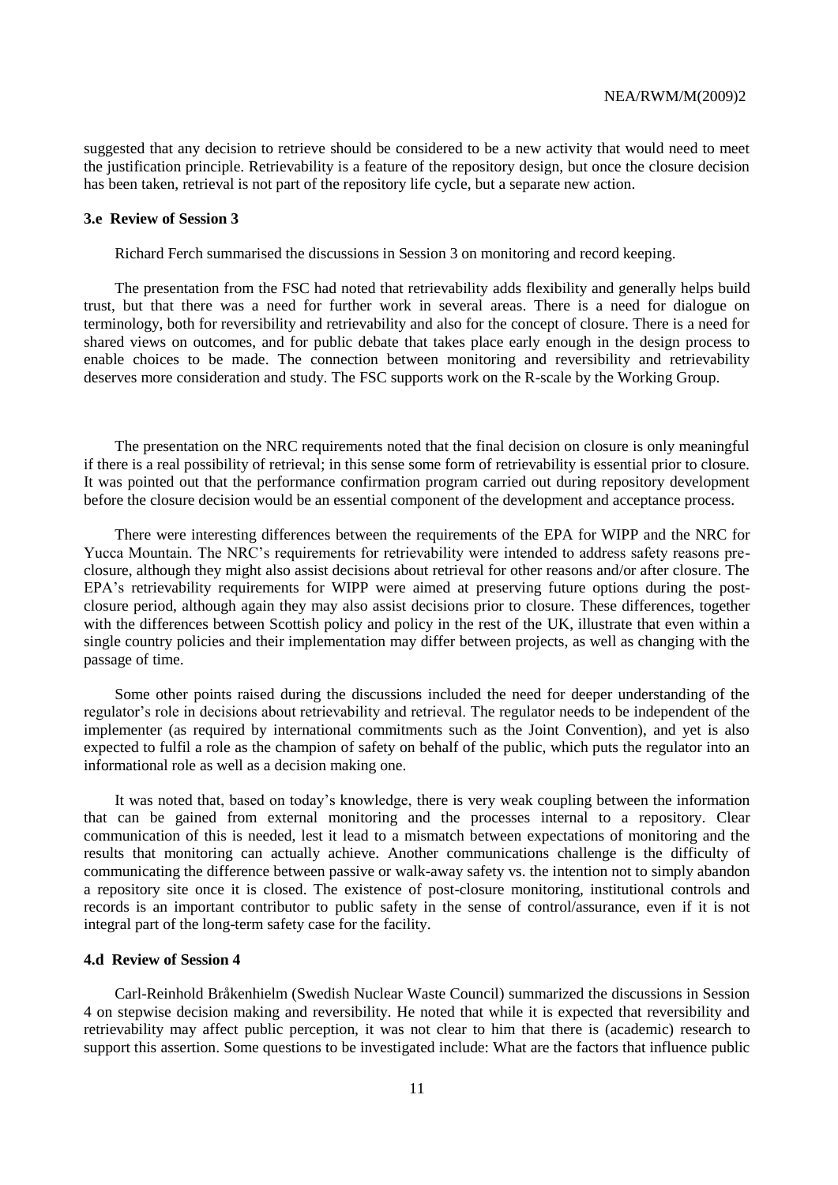suggested that any decision to retrieve should be considered to be a new activity that would need to meet the justification principle. Retrievability is a feature of the repository design, but once the closure decision has been taken, retrieval is not part of the repository life cycle, but a separate new action.

### 3.e Review of Session 3

Richard Ferch summarised the discussions in Session 3 on monitoring and record keeping.

The presentation from the FSC had noted that retrievability adds flexibility and generally helps build trust, but that there was a need for further work in several areas. There is a need for dialogue on terminology, both for reversibility and retrievability and also for the concept of closure. There is a need for shared views on outcomes, and for public debate that takes place early enough in the design process to enable choices to be made. The connection between monitoring and reversibility and retrievability deserves more consideration and study. The FSC supports work on the R-scale by the Working Group.

The presentation on the NRC requirements noted that the final decision on closure is only meaningful if there is a real possibility of retrieval; in this sense some form of retrievability is essential prior to closure. It was pointed out that the performance confirmation program carried out during repository development before the closure decision would be an essential component of the development and acceptance process.

There were interesting differences between the requirements of the EPA for WIPP and the NRC for Yucca Mountain. The NRC's requirements for retrievability were intended to address safety reasons pre-closure, although they might also assist decisions about retrieval for other reasons and/or after closure. The EPA's retrievability requirements for WIPP were aimed at preserving future options during the post-closure period, although again they may also assist decisions prior to closure. These differences, together with the differences between Scottish policy and policy in the rest of the UK, illustrate that even within a single country policies and their implementation may differ between projects, as well as changing with the passage of time.

Some other points raised during the discussions included the need for deeper understanding of the regulator's role in decisions about retrievability and retrieval. The regulator needs to be independent of the implementer (as required by international commitments such as the Joint Convention), and yet is also expected to fulfil a role as the champion of safety on behalf of the public, which puts the regulator into an informational role as well as a decision making one.

It was noted that, based on today's knowledge, there is very weak coupling between the information that can be gained from external monitoring and the processes internal to a repository. Clear communication of this is needed, lest it lead to a mismatch between expectations of monitoring and the results that monitoring can actually achieve. Another communications challenge is the difficulty of communicating the difference between passive or walk-away safety vs. the intention not to simply abandon a repository site once it is closed. The existence of post-closure monitoring, institutional controls and records is an important contributor to public safety in the sense of control/assurance, even if it is not integral part of the long-term safety case for the facility.

### 4.d Review of Session 4

Carl-Reinhold Bråkenhielm (Swedish Nuclear Waste Council) summarized the discussions in Session 4 on stepwise decision making and reversibility. He noted that while it is expected that reversibility and retrievability may affect public perception, it was not clear to him that there is (academic) research to support this assertion. Some questions to be investigated include: What are the factors that influence public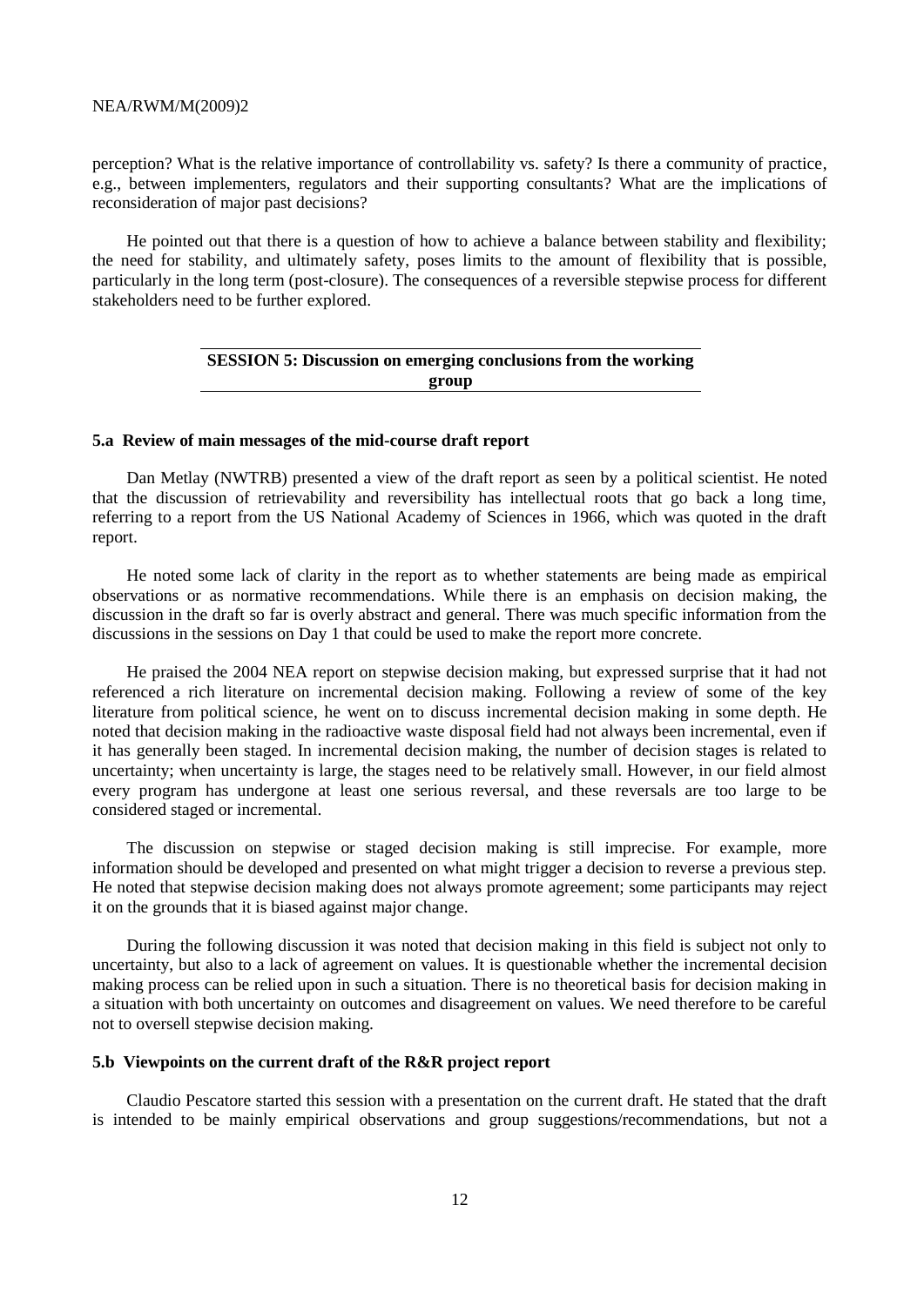perception? What is the relative importance of controllability vs. safety? Is there a community of practice, e.g., between implementers, regulators and their supporting consultants? What are the implications of reconsideration of major past decisions?

He pointed out that there is a question of how to achieve a balance between stability and flexibility; the need for stability, and ultimately safety, poses limits to the amount of flexibility that is possible, particularly in the long term (post-closure). The consequences of a reversible stepwise process for different stakeholders need to be further explored.

## SESSION 5: Discussion on emerging conclusions from the working group

### 5.a Review of main messages of the mid-course draft report

Dan Metlay (NWTRB) presented a view of the draft report as seen by a political scientist. He noted that the discussion of retrievability and reversibility has intellectual roots that go back a long time, referring to a report from the US National Academy of Sciences in 1966, which was quoted in the draft report.

He noted some lack of clarity in the report as to whether statements are being made as empirical observations or as normative recommendations. While there is an emphasis on decision making, the discussion in the draft so far is overly abstract and general. There was much specific information from the discussions in the sessions on Day 1 that could be used to make the report more concrete.

He praised the 2004 NEA report on stepwise decision making, but expressed surprise that it had not referenced a rich literature on incremental decision making. Following a review of some of the key literature from political science, he went on to discuss incremental decision making in some depth. He noted that decision making in the radioactive waste disposal field had not always been incremental, even if it has generally been staged. In incremental decision making, the number of decision stages is related to uncertainty; when uncertainty is large, the stages need to be relatively small. However, in our field almost every program has undergone at least one serious reversal, and these reversals are too large to be considered staged or incremental.

The discussion on stepwise or staged decision making is still imprecise. For example, more information should be developed and presented on what might trigger a decision to reverse a previous step. He noted that stepwise decision making does not always promote agreement; some participants may reject it on the grounds that it is biased against major change.

During the following discussion it was noted that decision making in this field is subject not only to uncertainty, but also to a lack of agreement on values. It is questionable whether the incremental decision making process can be relied upon in such a situation. There is no theoretical basis for decision making in a situation with both uncertainty on outcomes and disagreement on values. We need therefore to be careful not to oversell stepwise decision making.

### 5.b Viewpoints on the current draft of the R&R project report

Claudio Pescatore started this session with a presentation on the current draft. He stated that the draft is intended to be mainly empirical observations and group suggestions/recommendations, but not a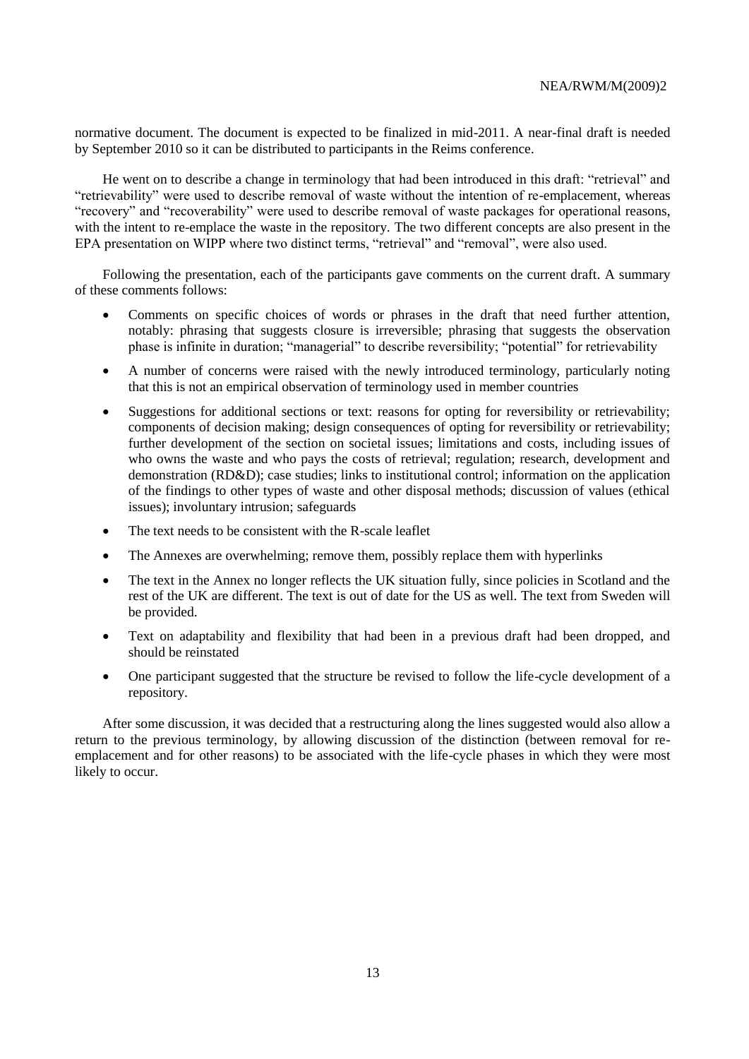normative document. The document is expected to be finalized in mid-2011. A near-final draft is needed by September 2010 so it can be distributed to participants in the Reims conference.

He went on to describe a change in terminology that had been introduced in this draft: "retrieval" and "retrievability" were used to describe removal of waste without the intention of re-emplacement, whereas "recovery" and "recoverability" were used to describe removal of waste packages for operational reasons, with the intent to re-emplace the waste in the repository. The two different concepts are also present in the EPA presentation on WIPP where two distinct terms, "retrieval" and "removal", were also used.

Following the presentation, each of the participants gave comments on the current draft. A summary of these comments follows:

- Comments on specific choices of words or phrases in the draft that need further attention, notably: phrasing that suggests closure is irreversible; phrasing that suggests the observation phase is infinite in duration; "managerial" to describe reversibility; "potential" for retrievability
- A number of concerns were raised with the newly introduced terminology, particularly noting that this is not an empirical observation of terminology used in member countries
- Suggestions for additional sections or text: reasons for opting for reversibility or retrievability; components of decision making; design consequences of opting for reversibility or retrievability; further development of the section on societal issues; limitations and costs, including issues of who owns the waste and who pays the costs of retrieval; regulation; research, development and demonstration (RD&D); case studies; links to institutional control; information on the application of the findings to other types of waste and other disposal methods; discussion of values (ethical issues); involuntary intrusion; safeguards
- The text needs to be consistent with the R-scale leaflet
- The Annexes are overwhelming; remove them, possibly replace them with hyperlinks
- The text in the Annex no longer reflects the UK situation fully, since policies in Scotland and the rest of the UK are different. The text is out of date for the US as well. The text from Sweden will be provided.
- Text on adaptability and flexibility that had been in a previous draft had been dropped, and should be reinstated
- One participant suggested that the structure be revised to follow the life-cycle development of a repository.

After some discussion, it was decided that a restructuring along the lines suggested would also allow a return to the previous terminology, by allowing discussion of the distinction (between removal for re-emplacement and for other reasons) to be associated with the life-cycle phases in which they were most likely to occur.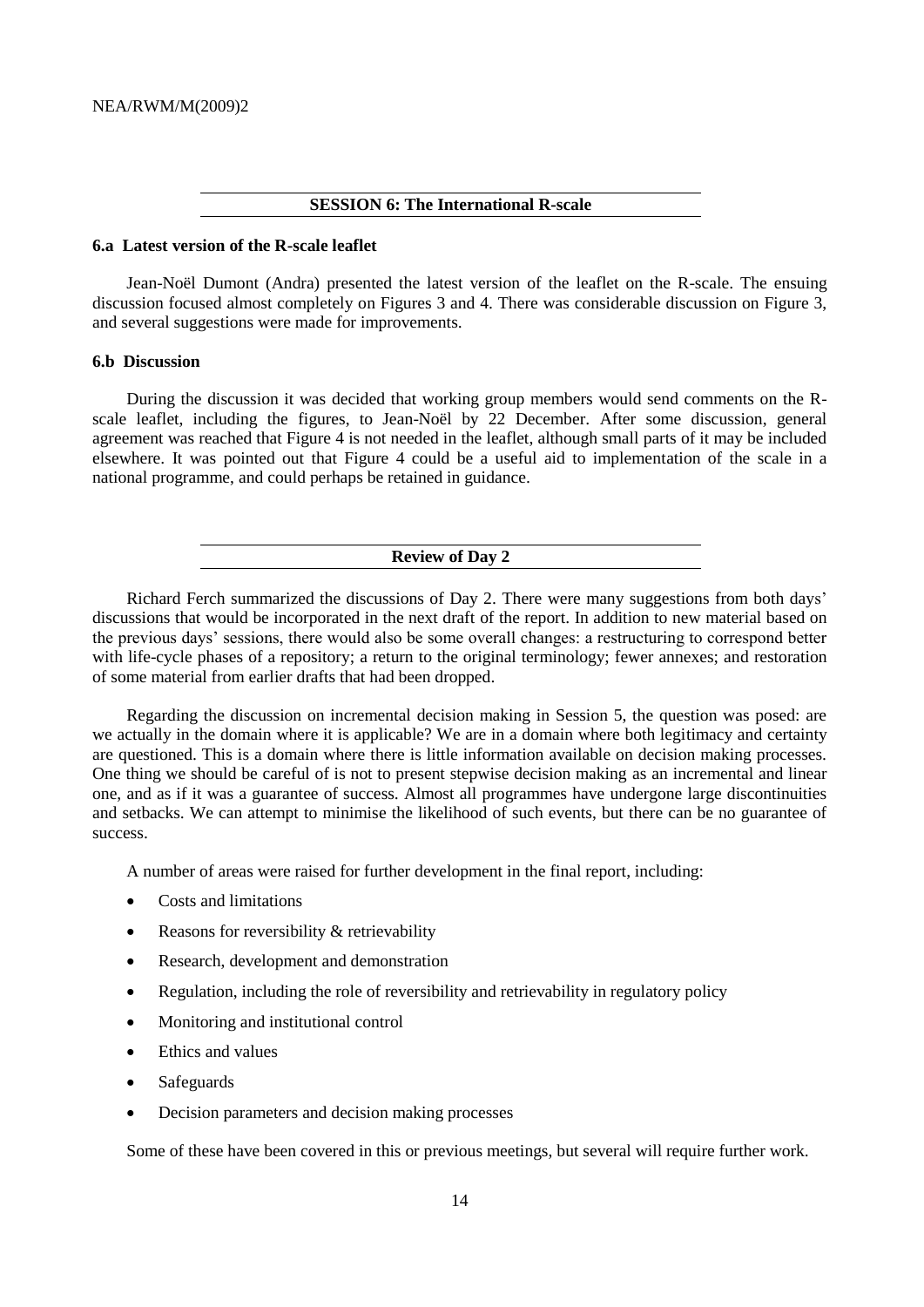## SESSION 6: The International R-scale

### 6.a Latest version of the R-scale leaflet

Jean-Noël Dumont (Andra) presented the latest version of the leaflet on the R-scale. The ensuing discussion focused almost completely on Figures 3 and 4. There was considerable discussion on Figure 3, and several suggestions were made for improvements.

### 6.b Discussion

During the discussion it was decided that working group members would send comments on the R-scale leaflet, including the figures, to Jean-Noël by 22 December. After some discussion, general agreement was reached that Figure 4 is not needed in the leaflet, although small parts of it may be included elsewhere. It was pointed out that Figure 4 could be a useful aid to implementation of the scale in a national programme, and could perhaps be retained in guidance.

## Review of Day 2

Richard Ferch summarized the discussions of Day 2. There were many suggestions from both days' discussions that would be incorporated in the next draft of the report. In addition to new material based on the previous days' sessions, there would also be some overall changes: a restructuring to correspond better with life-cycle phases of a repository; a return to the original terminology; fewer annexes; and restoration of some material from earlier drafts that had been dropped.

Regarding the discussion on incremental decision making in Session 5, the question was posed: are we actually in the domain where it is applicable? We are in a domain where both legitimacy and certainty are questioned. This is a domain where there is little information available on decision making processes. One thing we should be careful of is not to present stepwise decision making as an incremental and linear one, and as if it was a guarantee of success. Almost all programmes have undergone large discontinuities and setbacks. We can attempt to minimise the likelihood of such events, but there can be no guarantee of success.

A number of areas were raised for further development in the final report, including:

- Costs and limitations
- Reasons for reversibility & retrievability
- Research, development and demonstration
- Regulation, including the role of reversibility and retrievability in regulatory policy
- Monitoring and institutional control
- Ethics and values
- Safeguards
- Decision parameters and decision making processes

Some of these have been covered in this or previous meetings, but several will require further work.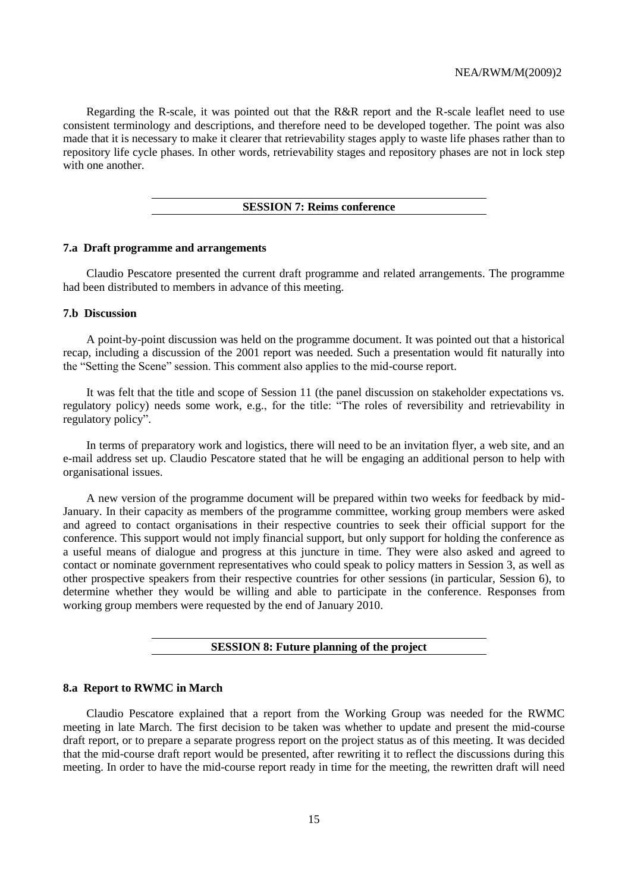Regarding the R-scale, it was pointed out that the R&R report and the R-scale leaflet need to use consistent terminology and descriptions, and therefore need to be developed together. The point was also made that it is necessary to make it clearer that retrievability stages apply to waste life phases rather than to repository life cycle phases. In other words, retrievability stages and repository phases are not in lock step with one another.

## SESSION 7: Reims conference

### 7.a Draft programme and arrangements

Claudio Pescatore presented the current draft programme and related arrangements. The programme had been distributed to members in advance of this meeting.

### 7.b Discussion

A point-by-point discussion was held on the programme document. It was pointed out that a historical recap, including a discussion of the 2001 report was needed. Such a presentation would fit naturally into the "Setting the Scene" session. This comment also applies to the mid-course report.

It was felt that the title and scope of Session 11 (the panel discussion on stakeholder expectations vs. regulatory policy) needs some work, e.g., for the title: "The roles of reversibility and retrievability in regulatory policy".

In terms of preparatory work and logistics, there will need to be an invitation flyer, a web site, and an e-mail address set up. Claudio Pescatore stated that he will be engaging an additional person to help with organisational issues.

A new version of the programme document will be prepared within two weeks for feedback by mid-January. In their capacity as members of the programme committee, working group members were asked and agreed to contact organisations in their respective countries to seek their official support for the conference. This support would not imply financial support, but only support for holding the conference as a useful means of dialogue and progress at this juncture in time. They were also asked and agreed to contact or nominate government representatives who could speak to policy matters in Session 3, as well as other prospective speakers from their respective countries for other sessions (in particular, Session 6), to determine whether they would be willing and able to participate in the conference. Responses from working group members were requested by the end of January 2010.

## SESSION 8: Future planning of the project

### 8.a Report to RWMC in March

Claudio Pescatore explained that a report from the Working Group was needed for the RWMC meeting in late March. The first decision to be taken was whether to update and present the mid-course draft report, or to prepare a separate progress report on the project status as of this meeting. It was decided that the mid-course draft report would be presented, after rewriting it to reflect the discussions during this meeting. In order to have the mid-course report ready in time for the meeting, the rewritten draft will need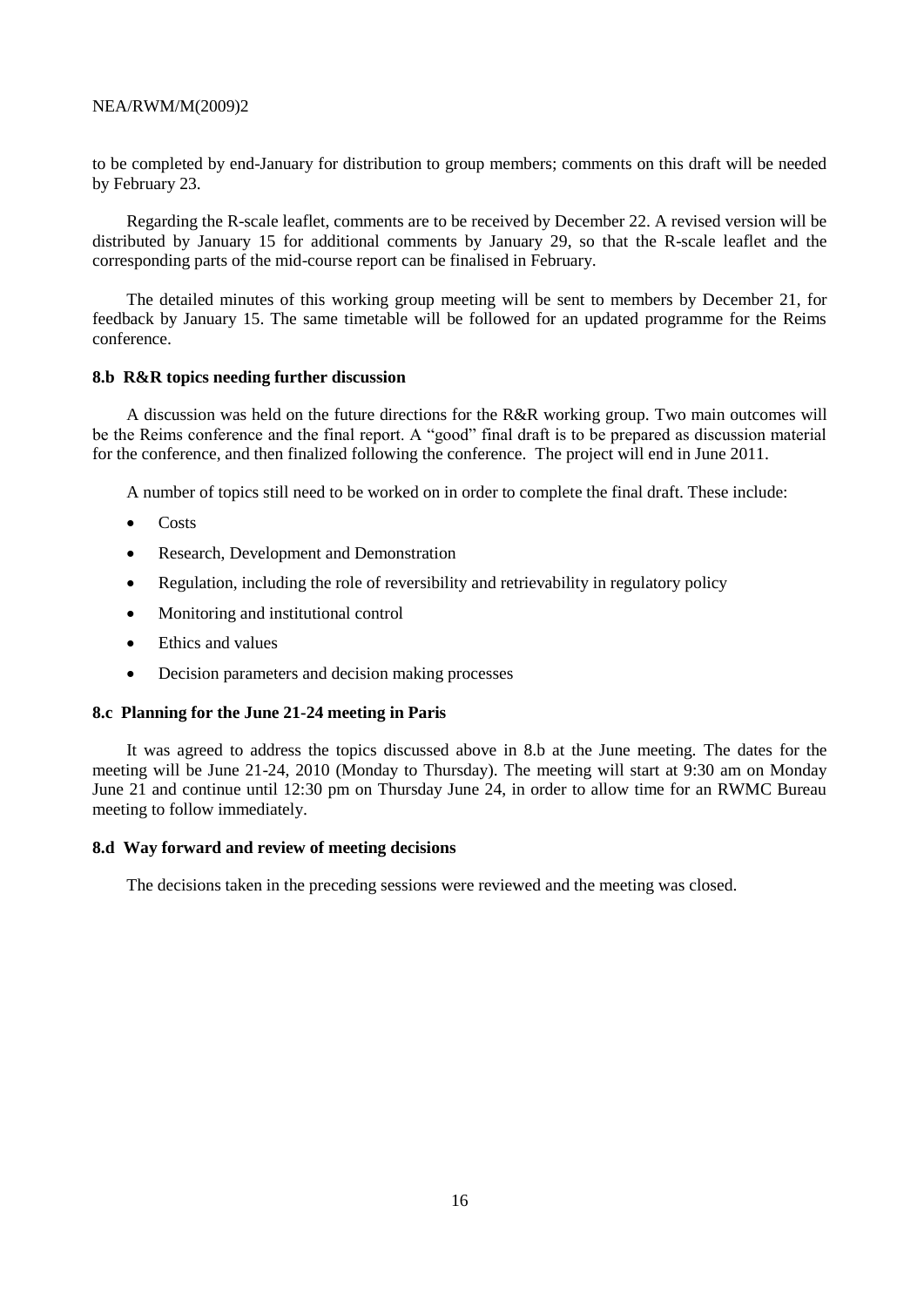to be completed by end-January for distribution to group members; comments on this draft will be needed by February 23.

Regarding the R-scale leaflet, comments are to be received by December 22. A revised version will be distributed by January 15 for additional comments by January 29, so that the R-scale leaflet and the corresponding parts of the mid-course report can be finalised in February.

The detailed minutes of this working group meeting will be sent to members by December 21, for feedback by January 15. The same timetable will be followed for an updated programme for the Reims conference.

### 8.b R&R topics needing further discussion

A discussion was held on the future directions for the R&R working group. Two main outcomes will be the Reims conference and the final report. A "good" final draft is to be prepared as discussion material for the conference, and then finalized following the conference. The project will end in June 2011.

A number of topics still need to be worked on in order to complete the final draft. These include:

- Costs
- Research, Development and Demonstration
- Regulation, including the role of reversibility and retrievability in regulatory policy
- Monitoring and institutional control
- Ethics and values
- Decision parameters and decision making processes

### 8.c Planning for the June 21-24 meeting in Paris

It was agreed to address the topics discussed above in 8.b at the June meeting. The dates for the meeting will be June 21-24, 2010 (Monday to Thursday). The meeting will start at 9:30 am on Monday June 21 and continue until 12:30 pm on Thursday June 24, in order to allow time for an RWMC Bureau meeting to follow immediately.

### 8.d Way forward and review of meeting decisions

The decisions taken in the preceding sessions were reviewed and the meeting was closed.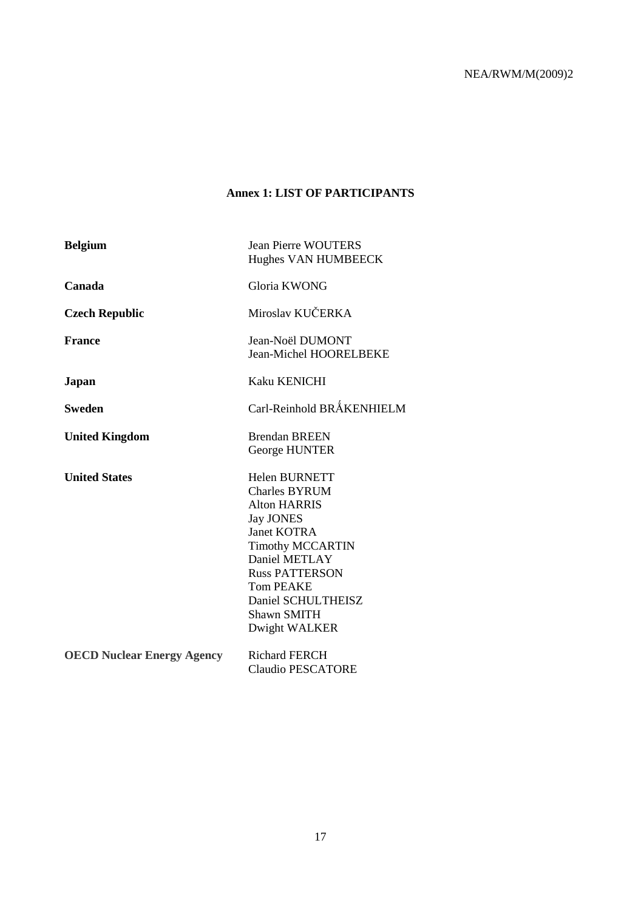# Annex 1: LIST OF PARTICIPANTS

| | |
|---|---|
| **Belgium** | Jean Pierre WOUTERS<br>Hughes VAN HUMBEECK |
| **Canada** | Gloria KWONG |
| **Czech Republic** | Miroslav KUČERKA |
| **France** | Jean-Noël DUMONT<br>Jean-Michel HOORELBEKE |
| **Japan** | Kaku KENICHI |
| **Sweden** | Carl-Reinhold BRǺKENHIELM |
| **United Kingdom** | Brendan BREEN<br>George HUNTER |
| **United States** | Helen BURNETT<br>Charles BYRUM<br>Alton HARRIS<br>Jay JONES<br>Janet KOTRA<br>Timothy MCCARTIN<br>Daniel METLAY<br>Russ PATTERSON<br>Tom PEAKE<br>Daniel SCHULTHEISZ<br>Shawn SMITH<br>Dwight WALKER |
| **OECD Nuclear Energy Agency** | Richard FERCH<br>Claudio PESCATORE |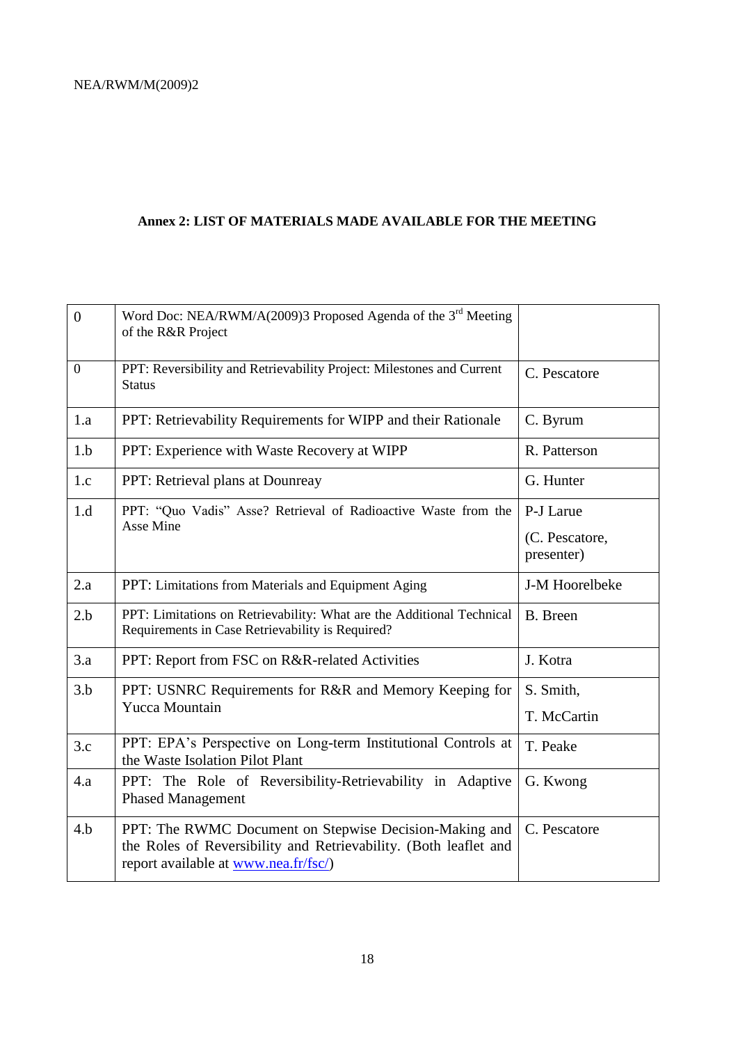**Annex 2: LIST OF MATERIALS MADE AVAILABLE FOR THE MEETING**

| | | |
|---|---|---|
| 0 | Word Doc: NEA/RWM/A(2009)3 Proposed Agenda of the 3rd Meeting of the R&R Project | |
| 0 | PPT: Reversibility and Retrievability Project: Milestones and Current Status | C. Pescatore |
| 1.a | PPT: Retrievability Requirements for WIPP and their Rationale | C. Byrum |
| 1.b | PPT: Experience with Waste Recovery at WIPP | R. Patterson |
| 1.c | PPT: Retrieval plans at Dounreay | G. Hunter |
| 1.d | PPT: “Quo Vadis” Asse? Retrieval of Radioactive Waste from the Asse Mine | P-J Larue<br>(C. Pescatore, presenter) |
| 2.a | PPT: Limitations from Materials and Equipment Aging | J-M Hoorelbeke |
| 2.b | PPT: Limitations on Retrievability: What are the Additional Technical Requirements in Case Retrievability is Required? | B. Breen |
| 3.a | PPT: Report from FSC on R&R-related Activities | J. Kotra |
| 3.b | PPT: USNRC Requirements for R&R and Memory Keeping for Yucca Mountain | S. Smith,<br>T. McCartin |
| 3.c | PPT: EPA’s Perspective on Long-term Institutional Controls at the Waste Isolation Pilot Plant | T. Peake |
| 4.a | PPT: The Role of Reversibility-Retrievability in Adaptive Phased Management | G. Kwong |
| 4.b | PPT: The RWMC Document on Stepwise Decision-Making and the Roles of Reversibility and Retrievability. (Both leaflet and report available at www.nea.fr/fsc/) | C. Pescatore |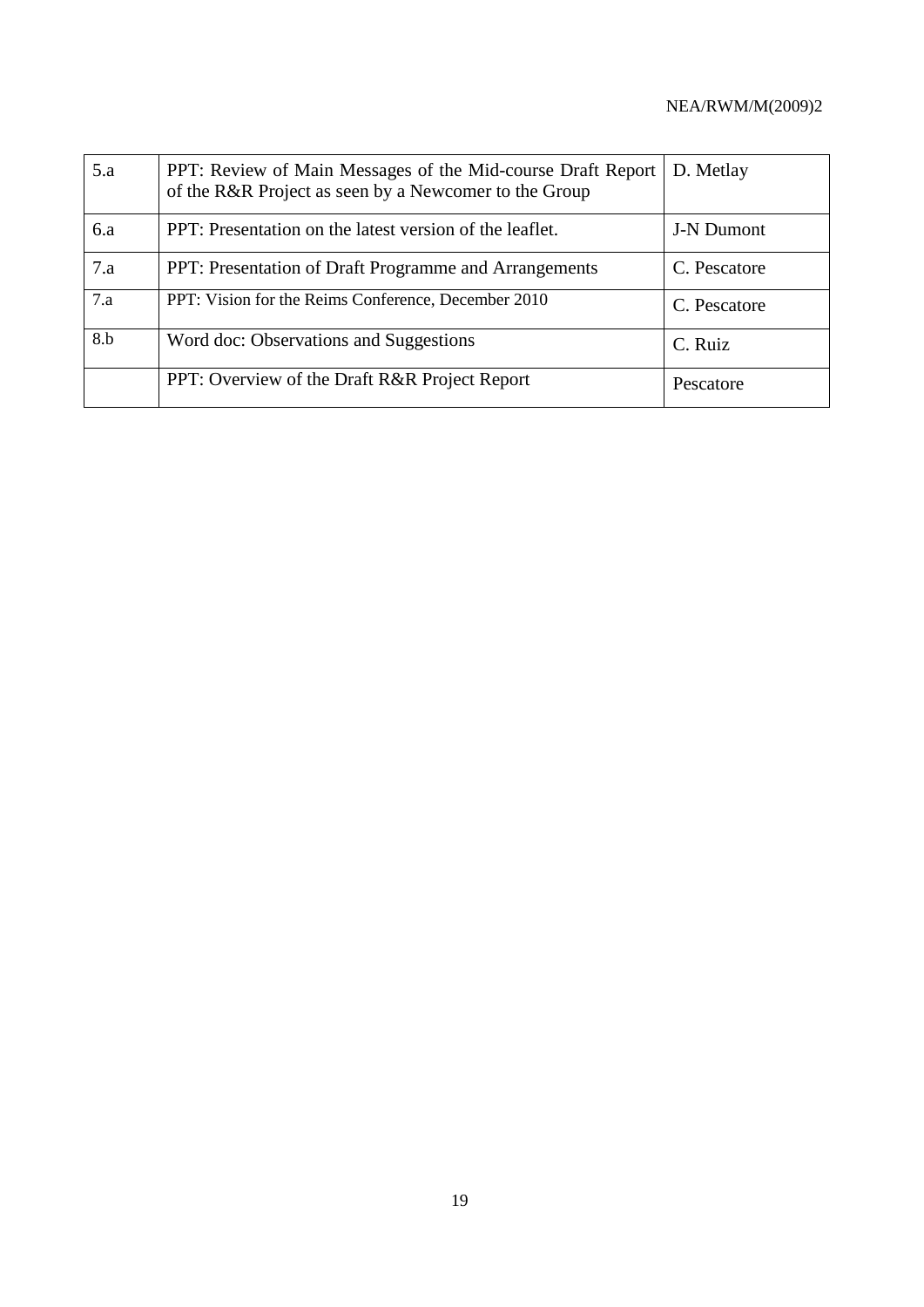| | | |
|---|---|---|
| 5.a | PPT: Review of Main Messages of the Mid-course Draft Report of the R&R Project as seen by a Newcomer to the Group | D. Metlay |
| 6.a | PPT: Presentation on the latest version of the leaflet. | J-N Dumont |
| 7.a | PPT: Presentation of Draft Programme and Arrangements | C. Pescatore |
| 7.a | PPT: Vision for the Reims Conference, December 2010 | C. Pescatore |
| 8.b | Word doc: Observations and Suggestions | C. Ruiz |
| | PPT: Overview of the Draft R&R Project Report | Pescatore |